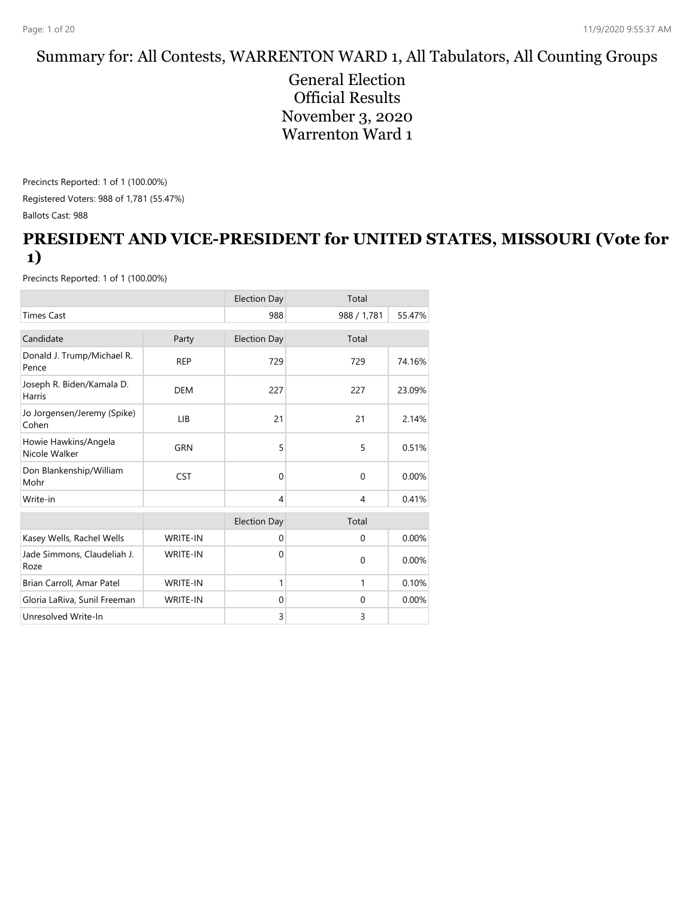Summary for: All Contests, WARRENTON WARD 1, All Tabulators, All Counting Groups

General Election
Official Results
November 3, 2020
Warrenton Ward 1

Precincts Reported: 1 of 1 (100.00%)

Registered Voters: 988 of 1,781 (55.47%)

Ballots Cast: 988

## PRESIDENT AND VICE-PRESIDENT for UNITED STATES, MISSOURI (Vote for 1)

Precincts Reported: 1 of 1 (100.00%)

| | | Election Day | Total | |
|---|---|---|---|---|
| Times Cast | | 988 | 988 / 1,781 | 55.47% |

| Candidate | Party | Election Day | Total | |
|---|---|---|---|---|
| Donald J. Trump/Michael R. Pence | REP | 729 | 729 | 74.16% |
| Joseph R. Biden/Kamala D. Harris | DEM | 227 | 227 | 23.09% |
| Jo Jorgensen/Jeremy (Spike) Cohen | LIB | 21 | 21 | 2.14% |
| Howie Hawkins/Angela Nicole Walker | GRN | 5 | 5 | 0.51% |
| Don Blankenship/William Mohr | CST | 0 | 0 | 0.00% |
| Write-in | | 4 | 4 | 0.41% |

| | | Election Day | Total | |
|---|---|---|---|---|
| Kasey Wells, Rachel Wells | WRITE-IN | 0 | 0 | 0.00% |
| Jade Simmons, Claudeliah J. Roze | WRITE-IN | 0 | 0 | 0.00% |
| Brian Carroll, Amar Patel | WRITE-IN | 1 | 1 | 0.10% |
| Gloria LaRiva, Sunil Freeman | WRITE-IN | 0 | 0 | 0.00% |
| Unresolved Write-In | | 3 | 3 | |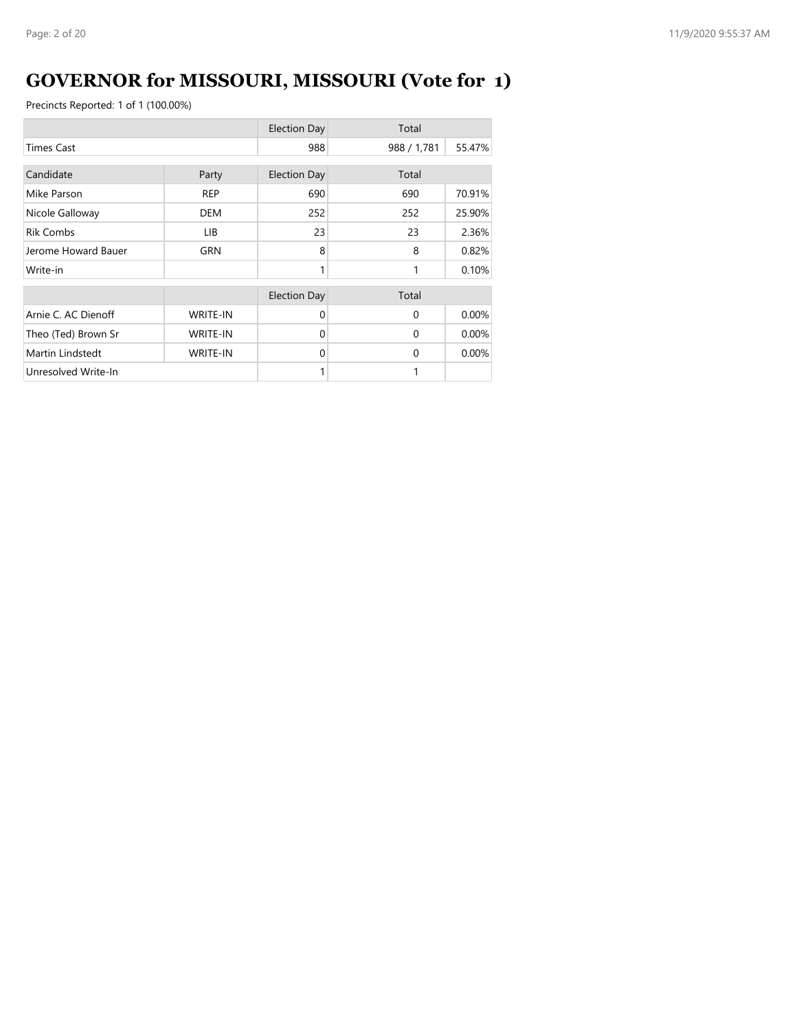# GOVERNOR for MISSOURI, MISSOURI (Vote for 1)

Precincts Reported: 1 of 1 (100.00%)

| | | Election Day | Total | |
|---|---|---|---|---|
| Times Cast | | 988 | 988 / 1,781 | 55.47% |

| Candidate | Party | Election Day | Total | |
|---|---|---|---|---|
| Mike Parson | REP | 690 | 690 | 70.91% |
| Nicole Galloway | DEM | 252 | 252 | 25.90% |
| Rik Combs | LIB | 23 | 23 | 2.36% |
| Jerome Howard Bauer | GRN | 8 | 8 | 0.82% |
| Write-in | | 1 | 1 | 0.10% |

| | | Election Day | Total | |
|---|---|---|---|---|
| Arnie C. AC Dienoff | WRITE-IN | 0 | 0 | 0.00% |
| Theo (Ted) Brown Sr | WRITE-IN | 0 | 0 | 0.00% |
| Martin Lindstedt | WRITE-IN | 0 | 0 | 0.00% |
| Unresolved Write-In | | 1 | 1 | |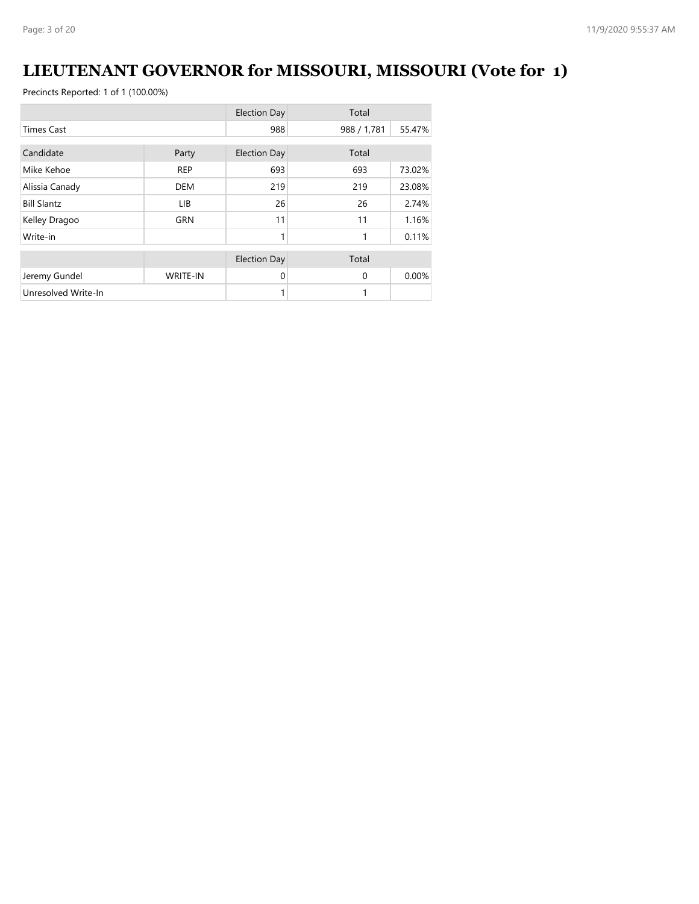# LIEUTENANT GOVERNOR for MISSOURI, MISSOURI (Vote for 1)

Precincts Reported: 1 of 1 (100.00%)

| | | Election Day | Total | |
|---|---|---|---|---|
| Times Cast | | 988 | 988 / 1,781 | 55.47% |

| Candidate | Party | Election Day | Total | |
|---|---|---|---|---|
| Mike Kehoe | REP | 693 | 693 | 73.02% |
| Alissia Canady | DEM | 219 | 219 | 23.08% |
| Bill Slantz | LIB | 26 | 26 | 2.74% |
| Kelley Dragoo | GRN | 11 | 11 | 1.16% |
| Write-in | | 1 | 1 | 0.11% |

| | | Election Day | Total | |
|---|---|---|---|---|
| Jeremy Gundel | WRITE-IN | 0 | 0 | 0.00% |
| Unresolved Write-In | | 1 | 1 | |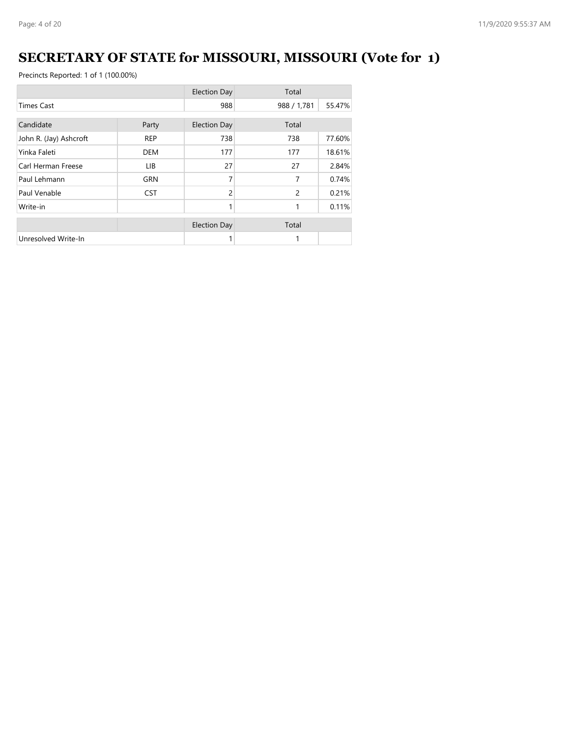# SECRETARY OF STATE for MISSOURI, MISSOURI (Vote for 1)

Precincts Reported: 1 of 1 (100.00%)

| | | Election Day | Total | |
|---|---|---|---|---|
| Times Cast | | 988 | 988 / 1,781 | 55.47% |

| Candidate | Party | Election Day | Total | |
|---|---|---|---|---|
| John R. (Jay) Ashcroft | REP | 738 | 738 | 77.60% |
| Yinka Faleti | DEM | 177 | 177 | 18.61% |
| Carl Herman Freese | LIB | 27 | 27 | 2.84% |
| Paul Lehmann | GRN | 7 | 7 | 0.74% |
| Paul Venable | CST | 2 | 2 | 0.21% |
| Write-in | | 1 | 1 | 0.11% |

| | | Election Day | Total | |
|---|---|---|---|---|
| Unresolved Write-In | | 1 | 1 | |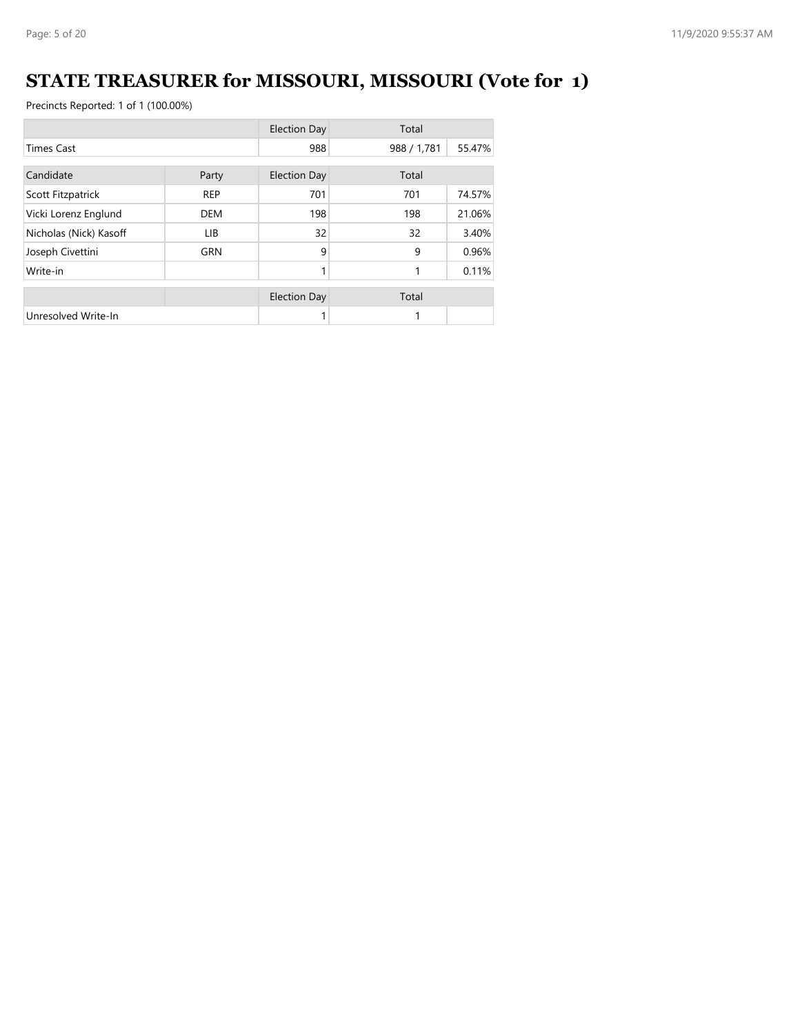# STATE TREASURER for MISSOURI, MISSOURI (Vote for 1)

Precincts Reported: 1 of 1 (100.00%)

| | | Election Day | Total | |
|---|---|---|---|---|
| Times Cast | | 988 | 988 / 1,781 | 55.47% |

| Candidate | Party | Election Day | Total | |
|---|---|---|---|---|
| Scott Fitzpatrick | REP | 701 | 701 | 74.57% |
| Vicki Lorenz Englund | DEM | 198 | 198 | 21.06% |
| Nicholas (Nick) Kasoff | LIB | 32 | 32 | 3.40% |
| Joseph Civettini | GRN | 9 | 9 | 0.96% |
| Write-in | | 1 | 1 | 0.11% |

| | | Election Day | Total | |
|---|---|---|---|---|
| Unresolved Write-In | | 1 | 1 | |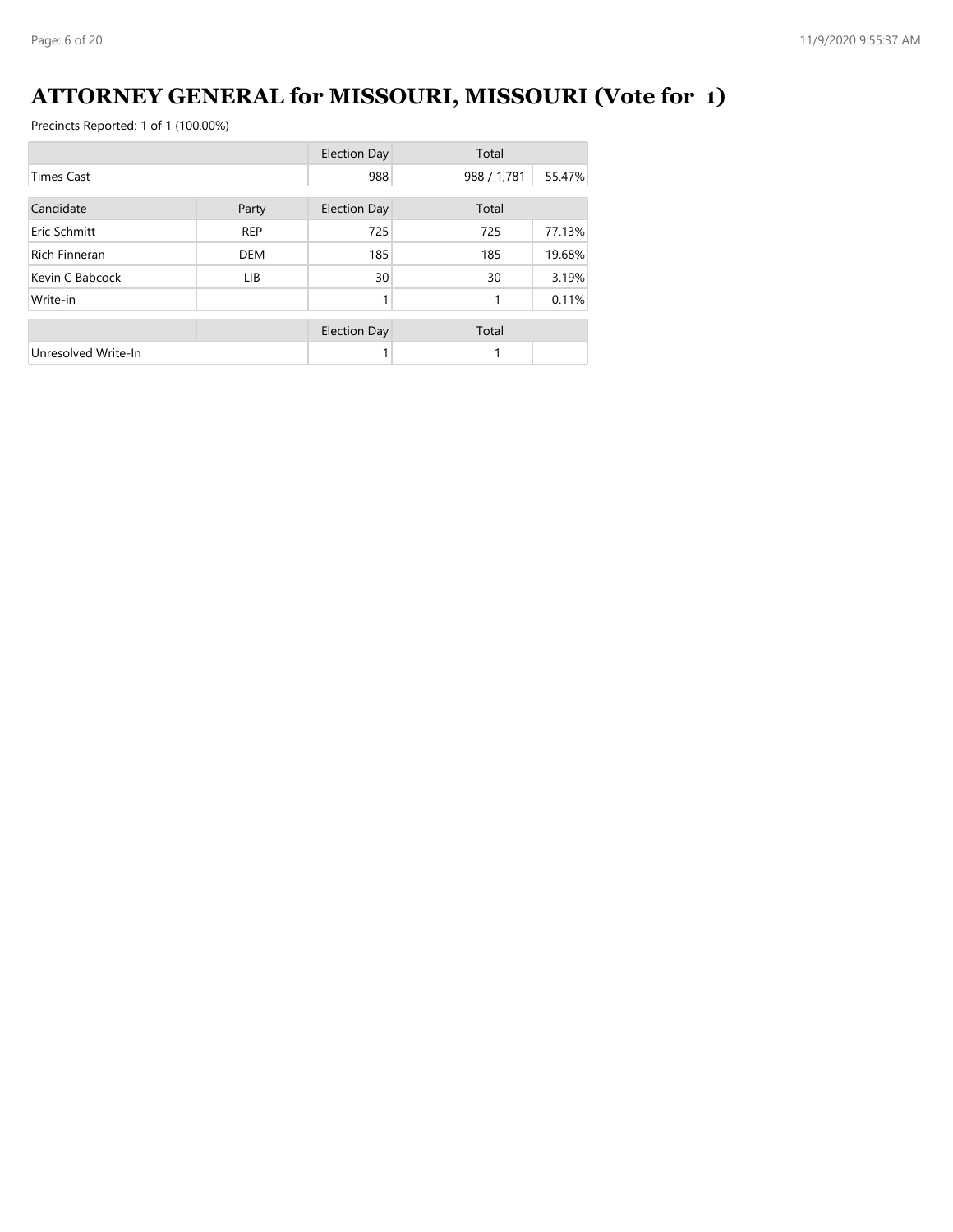# ATTORNEY GENERAL for MISSOURI, MISSOURI (Vote for 1)

Precincts Reported: 1 of 1 (100.00%)

| | | Election Day | Total | |
|---|---|---|---|---|
| Times Cast | | 988 | 988 / 1,781 | 55.47% |

| Candidate | Party | Election Day | Total | |
|---|---|---|---|---|
| Eric Schmitt | REP | 725 | 725 | 77.13% |
| Rich Finneran | DEM | 185 | 185 | 19.68% |
| Kevin C Babcock | LIB | 30 | 30 | 3.19% |
| Write-in | | 1 | 1 | 0.11% |

| | | Election Day | Total | |
|---|---|---|---|---|
| Unresolved Write-In | | 1 | 1 | |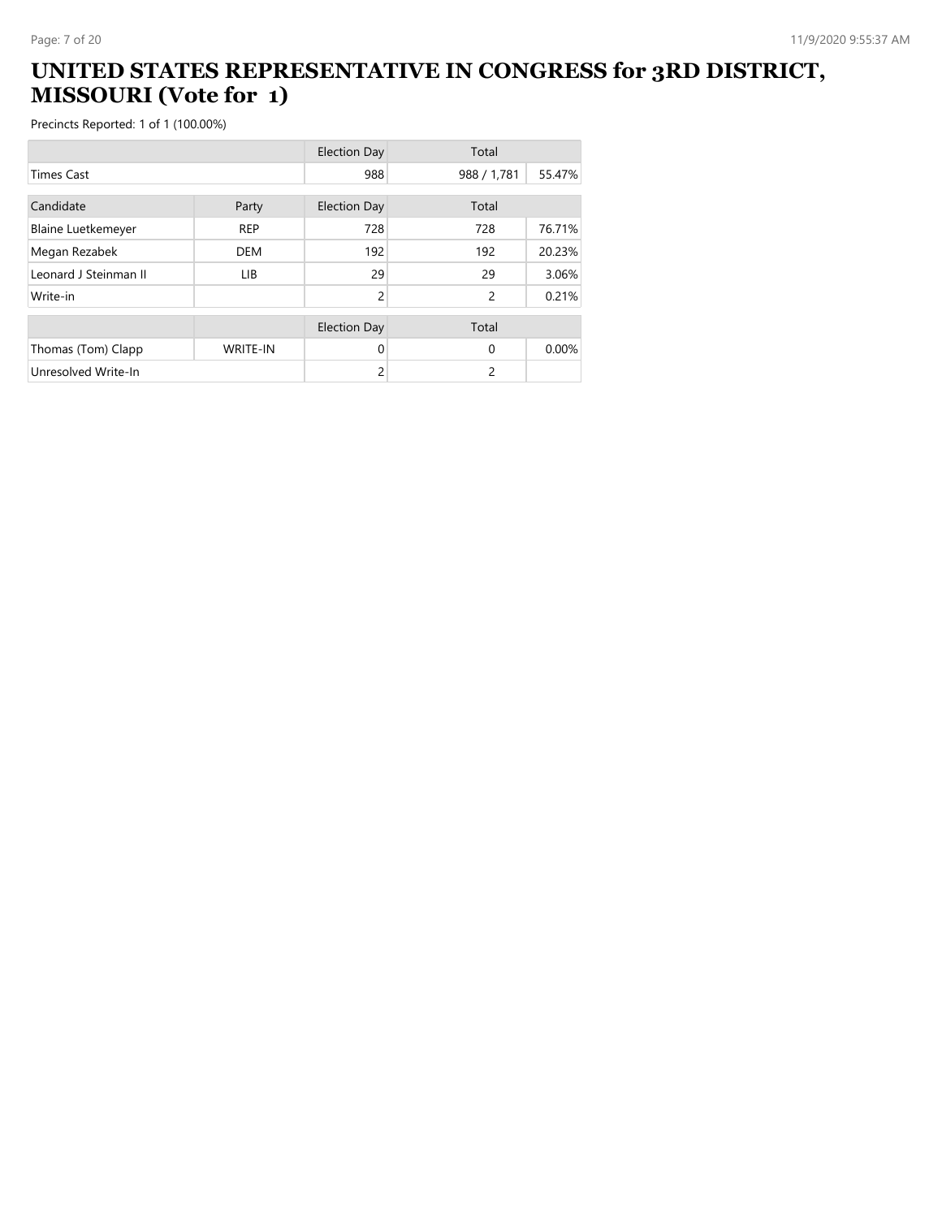# UNITED STATES REPRESENTATIVE IN CONGRESS for 3RD DISTRICT, MISSOURI (Vote for 1)

Precincts Reported: 1 of 1 (100.00%)

| | | Election Day | Total | |
|---|---|---|---|---|
| Times Cast | | 988 | 988 / 1,781 | 55.47% |

| Candidate | Party | Election Day | Total | |
|---|---|---|---|---|
| Blaine Luetkemeyer | REP | 728 | 728 | 76.71% |
| Megan Rezabek | DEM | 192 | 192 | 20.23% |
| Leonard J Steinman II | LIB | 29 | 29 | 3.06% |
| Write-in | | 2 | 2 | 0.21% |

| | | Election Day | Total | |
|---|---|---|---|---|
| Thomas (Tom) Clapp | WRITE-IN | 0 | 0 | 0.00% |
| Unresolved Write-In | | 2 | 2 | |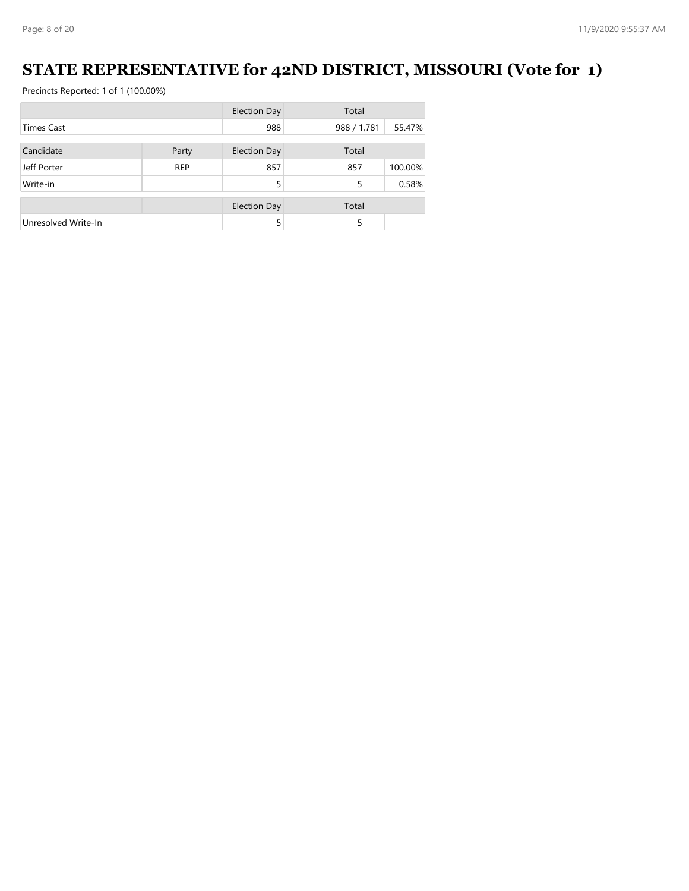# STATE REPRESENTATIVE for 42ND DISTRICT, MISSOURI (Vote for 1)

Precincts Reported: 1 of 1 (100.00%)

| | | Election Day | Total | |
|---|---|---|---|---|
| Times Cast | | 988 | 988 / 1,781 | 55.47% |

| Candidate | Party | Election Day | Total | |
|---|---|---|---|---|
| Jeff Porter | REP | 857 | 857 | 100.00% |
| Write-in | | 5 | 5 | 0.58% |

| | | Election Day | Total | |
|---|---|---|---|---|
| Unresolved Write-In | | 5 | 5 | |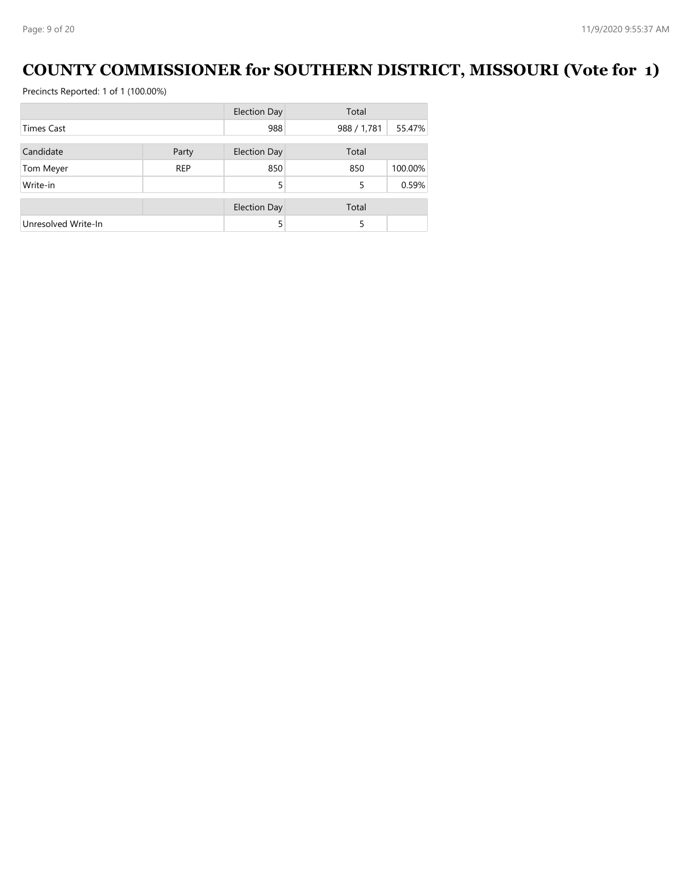# COUNTY COMMISSIONER for SOUTHERN DISTRICT, MISSOURI (Vote for 1)

Precincts Reported: 1 of 1 (100.00%)

| | | Election Day | Total | |
|---|---|---|---|---|
| Times Cast | | 988 | 988 / 1,781 | 55.47% |

| Candidate | Party | Election Day | Total | |
|---|---|---|---|---|
| Tom Meyer | REP | 850 | 850 | 100.00% |
| Write-in | | 5 | 5 | 0.59% |

| | | Election Day | Total | |
|---|---|---|---|---|
| Unresolved Write-In | | 5 | 5 | |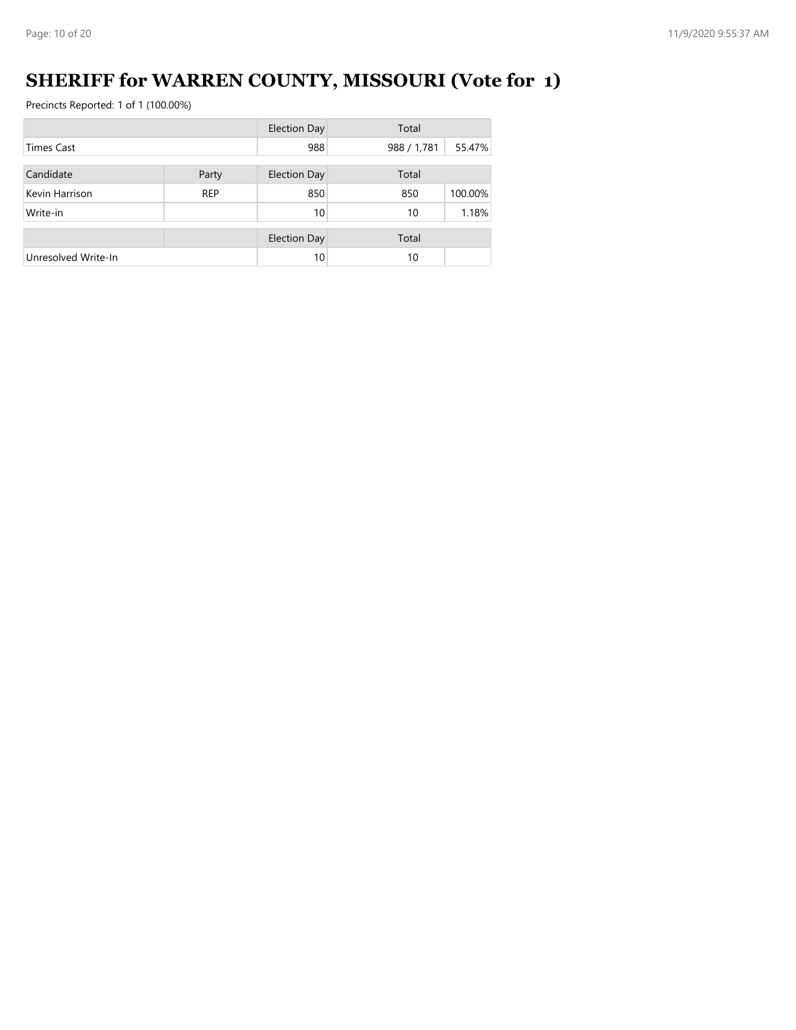# SHERIFF for WARREN COUNTY, MISSOURI (Vote for 1)

Precincts Reported: 1 of 1 (100.00%)

| | Election Day | Total | |
|---|---|---|---|
| Times Cast | 988 | 988 / 1,781 | 55.47% |

| Candidate | Party | Election Day | Total | |
|---|---|---|---|---|
| Kevin Harrison | REP | 850 | 850 | 100.00% |
| Write-in | | 10 | 10 | 1.18% |

| | | Election Day | Total | |
|---|---|---|---|---|
| Unresolved Write-In | | 10 | 10 | |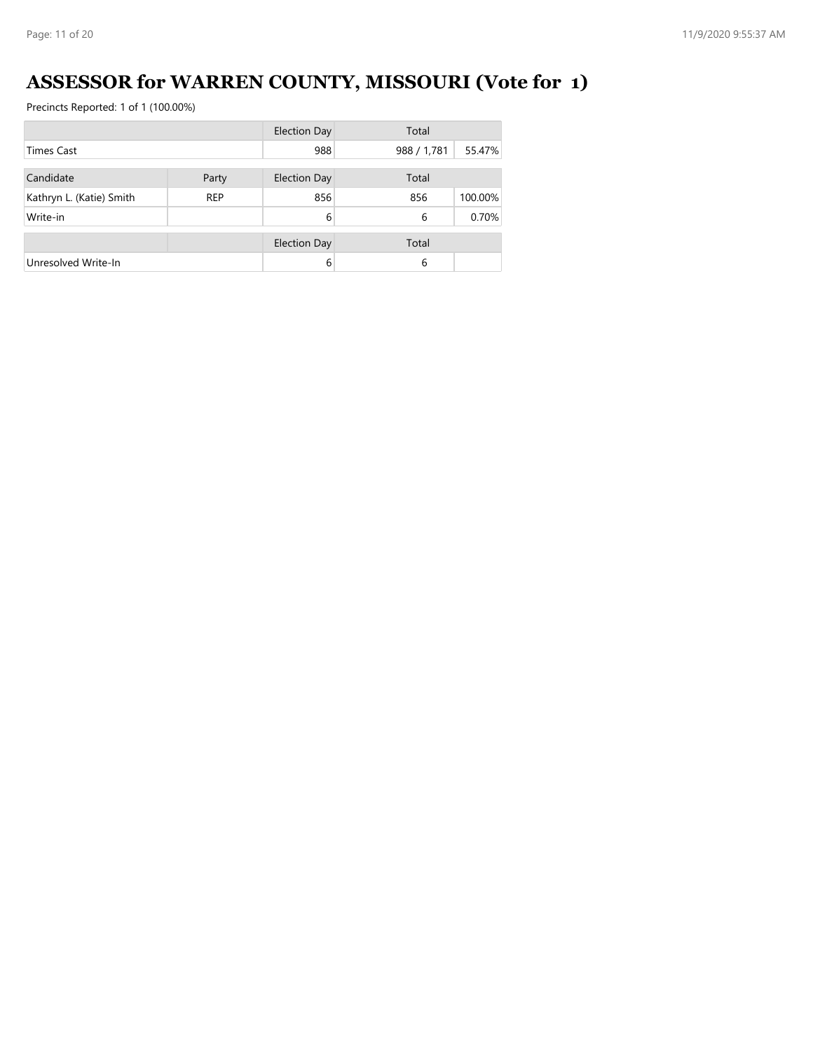# ASSESSOR for WARREN COUNTY, MISSOURI (Vote for 1)

Precincts Reported: 1 of 1 (100.00%)

| | | Election Day | Total | |
|---|---|---|---|---|
| Times Cast | | 988 | 988 / 1,781 | 55.47% |

| Candidate | Party | Election Day | Total | |
|---|---|---|---|---|
| Kathryn L. (Katie) Smith | REP | 856 | 856 | 100.00% |
| Write-in | | 6 | 6 | 0.70% |

| | | Election Day | Total | |
|---|---|---|---|---|
| Unresolved Write-In | | 6 | 6 | |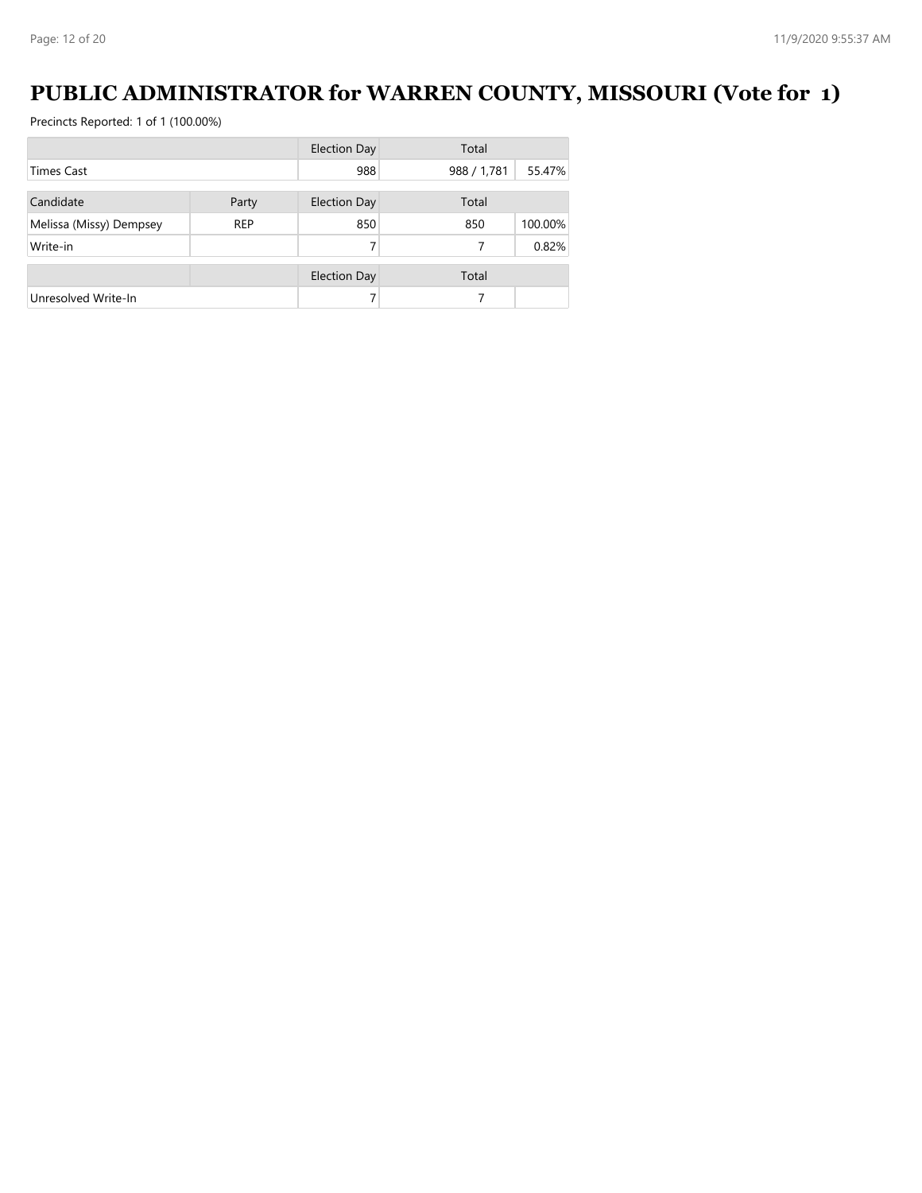# PUBLIC ADMINISTRATOR for WARREN COUNTY, MISSOURI (Vote for 1)

Precincts Reported: 1 of 1 (100.00%)

| | | Election Day | Total | |
|---|---|---|---|---|
| Times Cast | | 988 | 988 / 1,781 | 55.47% |

| Candidate | Party | Election Day | Total | |
|---|---|---|---|---|
| Melissa (Missy) Dempsey | REP | 850 | 850 | 100.00% |
| Write-in | | 7 | 7 | 0.82% |

| | | Election Day | Total | |
|---|---|---|---|---|
| Unresolved Write-In | | 7 | 7 | |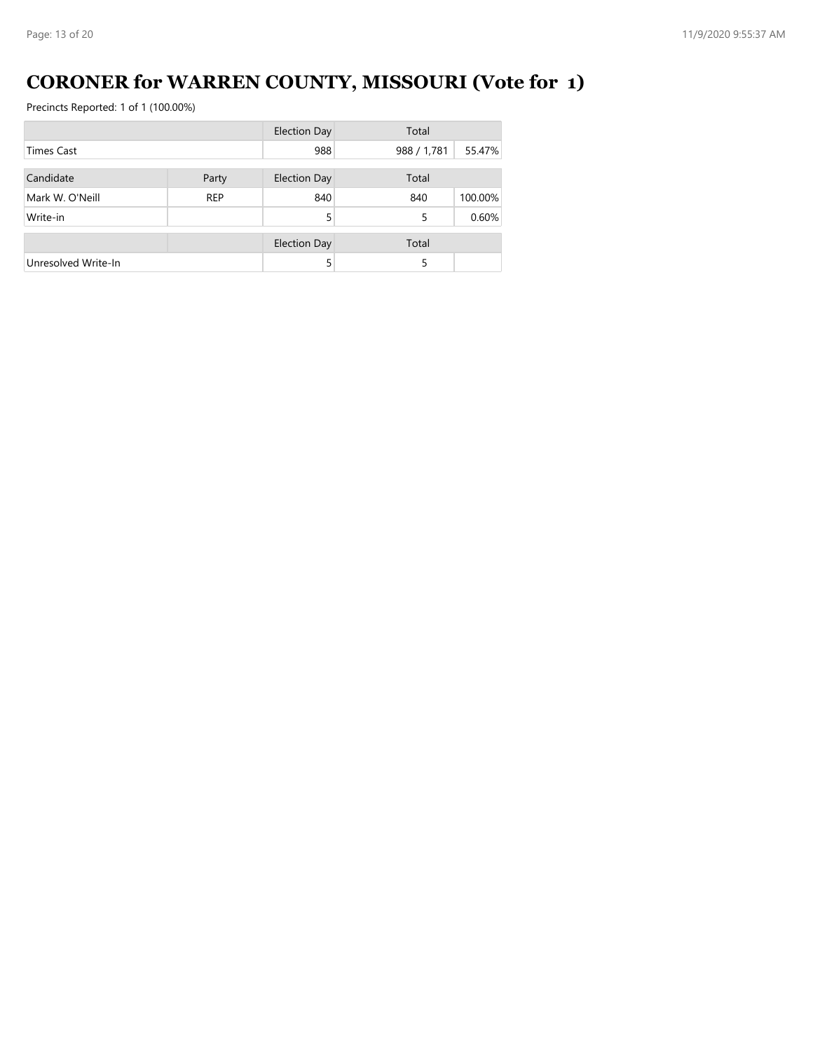# CORONER for WARREN COUNTY, MISSOURI (Vote for 1)

Precincts Reported: 1 of 1 (100.00%)

| | | Election Day | Total | |
|---|---|---|---|---|
| Times Cast | | 988 | 988 / 1,781 | 55.47% |

| Candidate | Party | Election Day | Total | |
|---|---|---|---|---|
| Mark W. O'Neill | REP | 840 | 840 | 100.00% |
| Write-in | | 5 | 5 | 0.60% |

| | | Election Day | Total | |
|---|---|---|---|---|
| Unresolved Write-In | | 5 | 5 | |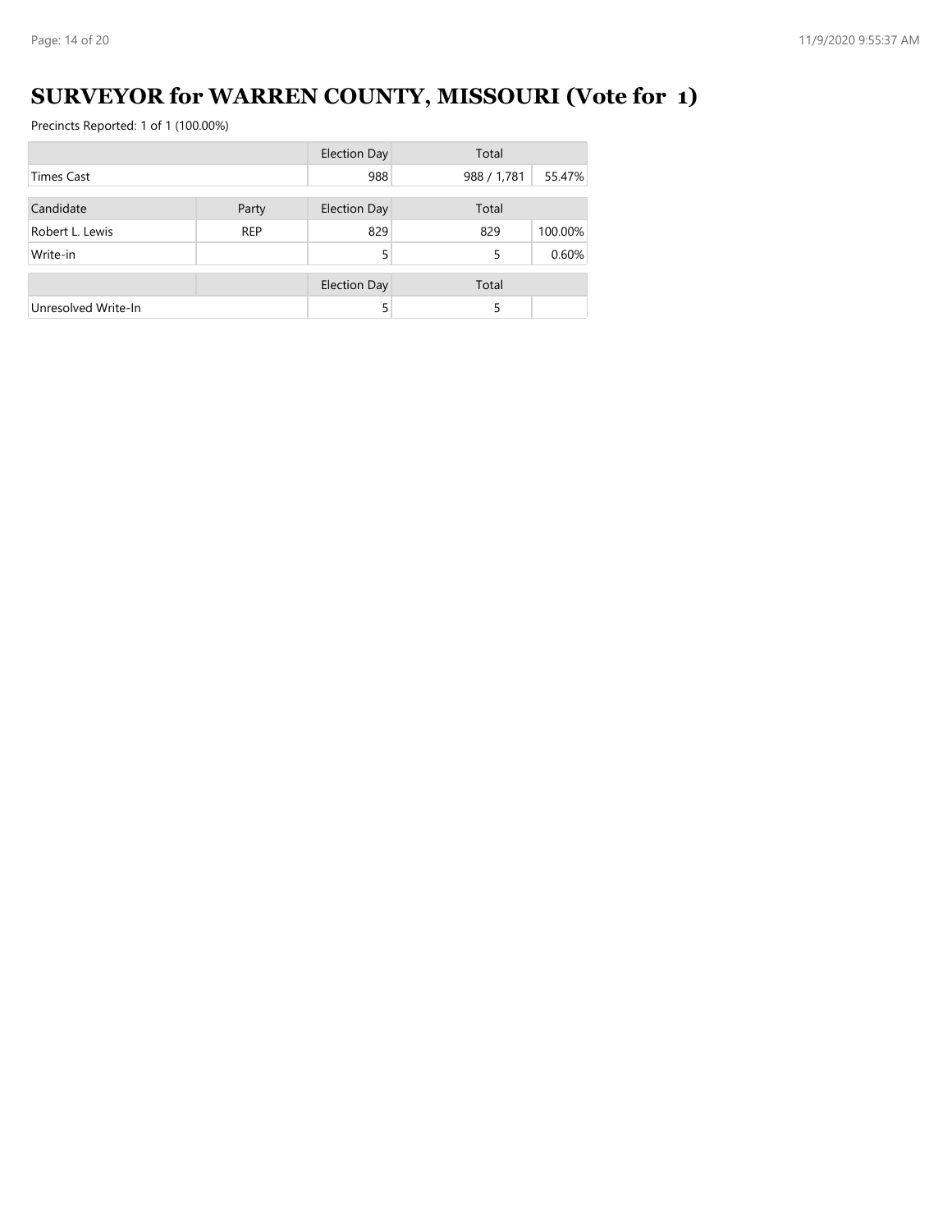# SURVEYOR for WARREN COUNTY, MISSOURI (Vote for 1)

Precincts Reported: 1 of 1 (100.00%)

| | | Election Day | Total | |
|---|---|---|---|---|
| Times Cast | | 988 | 988 / 1,781 | 55.47% |

| Candidate | Party | Election Day | Total | |
|---|---|---|---|---|
| Robert L. Lewis | REP | 829 | 829 | 100.00% |
| Write-in | | 5 | 5 | 0.60% |

| | | Election Day | Total | |
|---|---|---|---|---|
| Unresolved Write-In | | 5 | 5 | |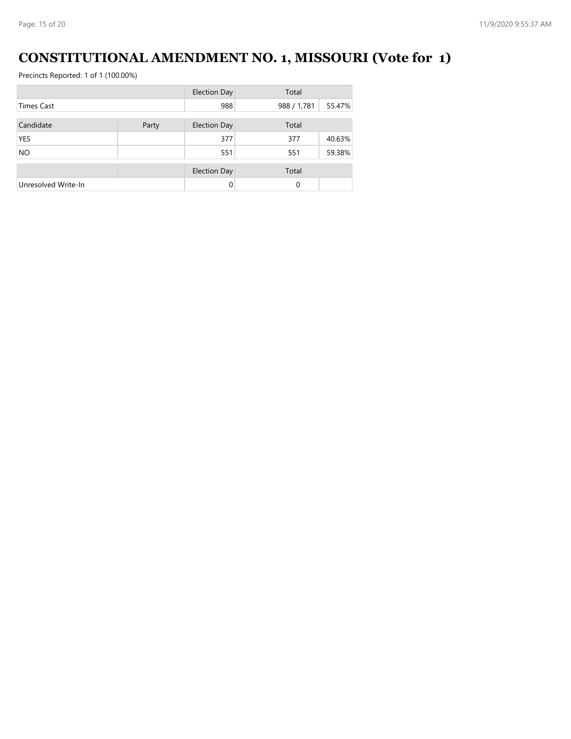# CONSTITUTIONAL AMENDMENT NO. 1, MISSOURI (Vote for 1)

Precincts Reported: 1 of 1 (100.00%)

| | | Election Day | Total | |
|---|---|---|---|---|
| Times Cast | | 988 | 988 / 1,781 | 55.47% |

| Candidate | Party | Election Day | Total | |
|---|---|---|---|---|
| YES | | 377 | 377 | 40.63% |
| NO | | 551 | 551 | 59.38% |

| | | Election Day | Total | |
|---|---|---|---|---|
| Unresolved Write-In | | 0 | 0 | |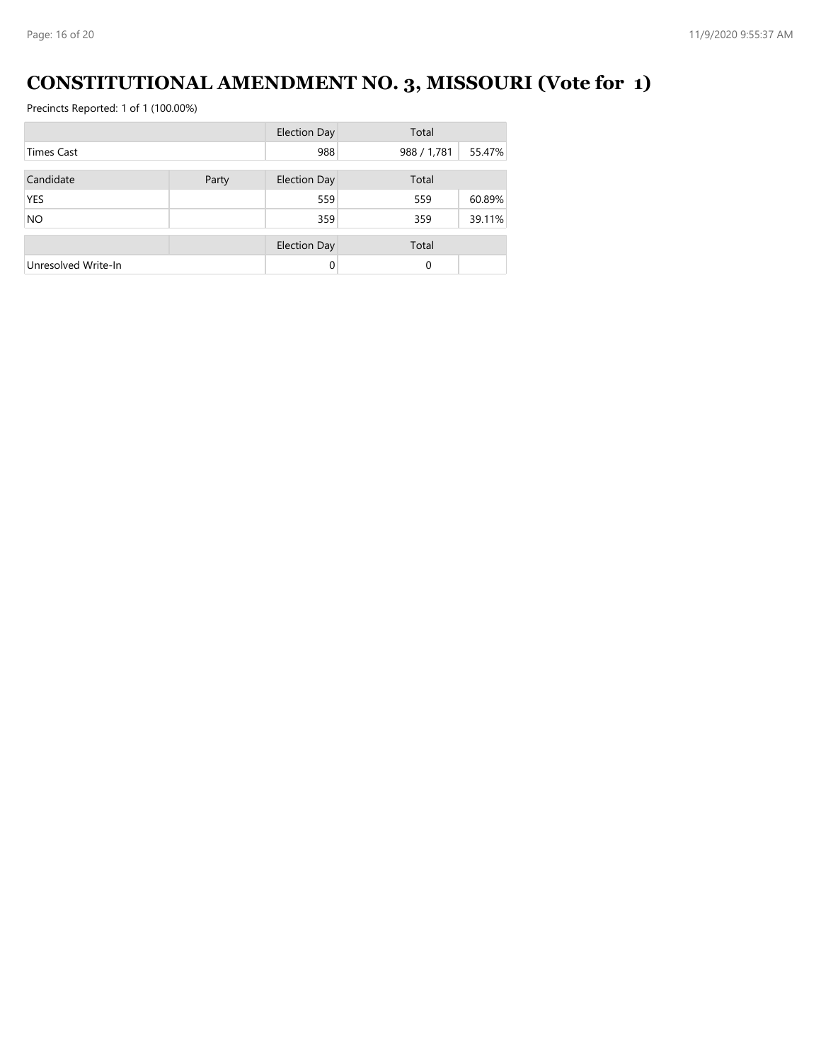# CONSTITUTIONAL AMENDMENT NO. 3, MISSOURI (Vote for 1)

Precincts Reported: 1 of 1 (100.00%)

| | | Election Day | Total | |
|---|---|---|---|---|
| Times Cast | | 988 | 988 / 1,781 | 55.47% |

| Candidate | Party | Election Day | Total | |
|---|---|---|---|---|
| YES | | 559 | 559 | 60.89% |
| NO | | 359 | 359 | 39.11% |

| | | Election Day | Total | |
|---|---|---|---|---|
| Unresolved Write-In | | 0 | 0 | |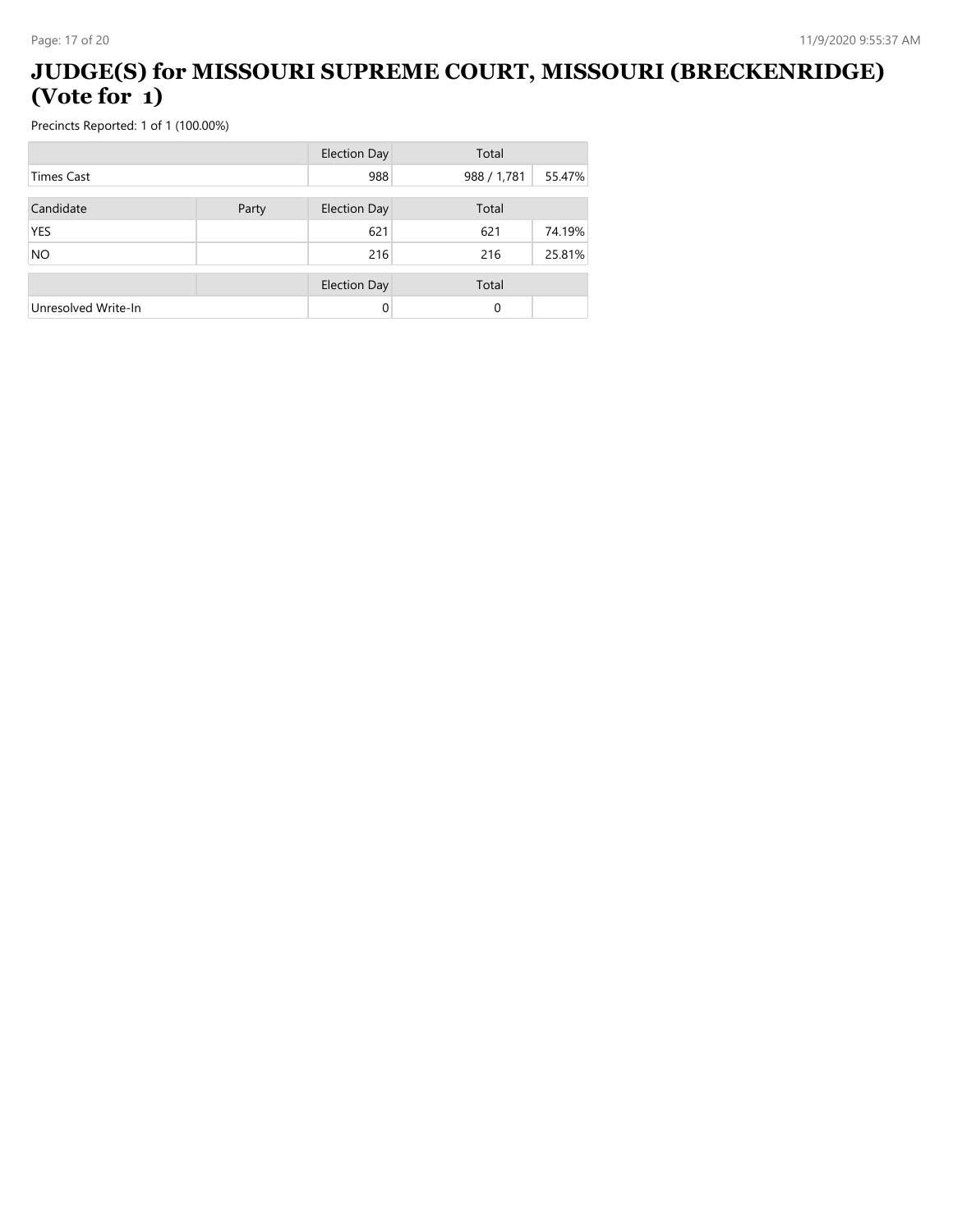# JUDGE(S) for MISSOURI SUPREME COURT, MISSOURI (BRECKENRIDGE) (Vote for 1)

Precincts Reported: 1 of 1 (100.00%)

| | | Election Day | Total | |
|---|---|---|---|---|
| Times Cast | | 988 | 988 / 1,781 | 55.47% |
| **Candidate** | **Party** | **Election Day** | **Total** | |
| YES | | 621 | 621 | 74.19% |
| NO | | 216 | 216 | 25.81% |
| | | **Election Day** | **Total** | |
| Unresolved Write-In | | 0 | 0 | |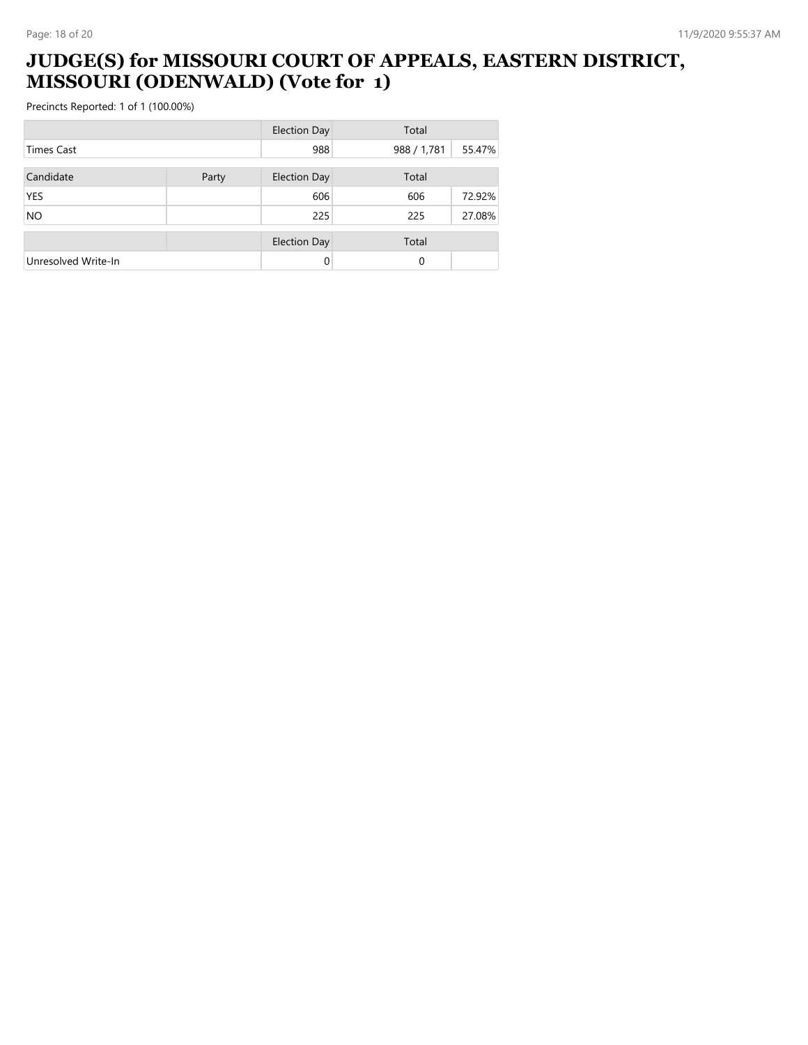# JUDGE(S) for MISSOURI COURT OF APPEALS, EASTERN DISTRICT, MISSOURI (ODENWALD) (Vote for 1)

Precincts Reported: 1 of 1 (100.00%)

| | | Election Day | Total | |
|---|---|---|---|---|
| Times Cast | | 988 | 988 / 1,781 | 55.47% |

| Candidate | Party | Election Day | Total | |
|---|---|---|---|---|
| YES | | 606 | 606 | 72.92% |
| NO | | 225 | 225 | 27.08% |

| | | Election Day | Total | |
|---|---|---|---|---|
| Unresolved Write-In | | 0 | 0 | |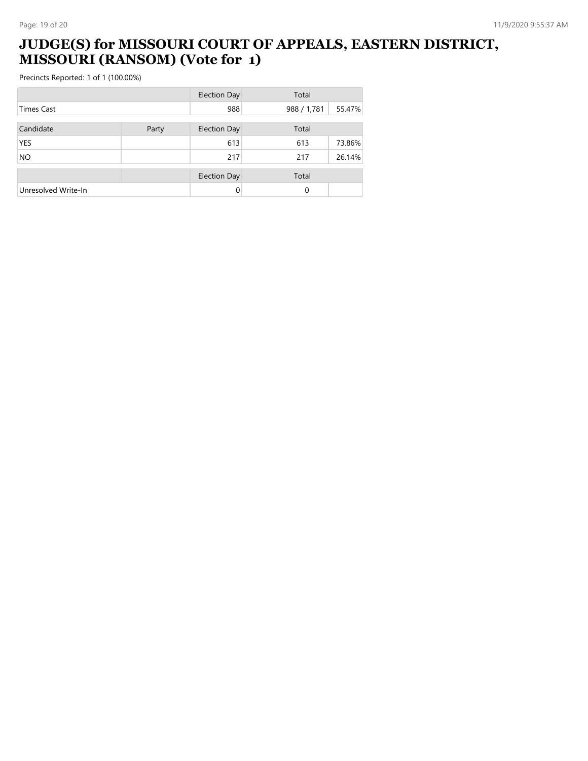# JUDGE(S) for MISSOURI COURT OF APPEALS, EASTERN DISTRICT, MISSOURI (RANSOM) (Vote for 1)

Precincts Reported: 1 of 1 (100.00%)

| | | Election Day | Total | |
|---|---|---|---|---|
| Times Cast | | 988 | 988 / 1,781 | 55.47% |

| Candidate | Party | Election Day | Total | |
|---|---|---|---|---|
| YES | | 613 | 613 | 73.86% |
| NO | | 217 | 217 | 26.14% |

| | | Election Day | Total | |
|---|---|---|---|---|
| Unresolved Write-In | | 0 | 0 | |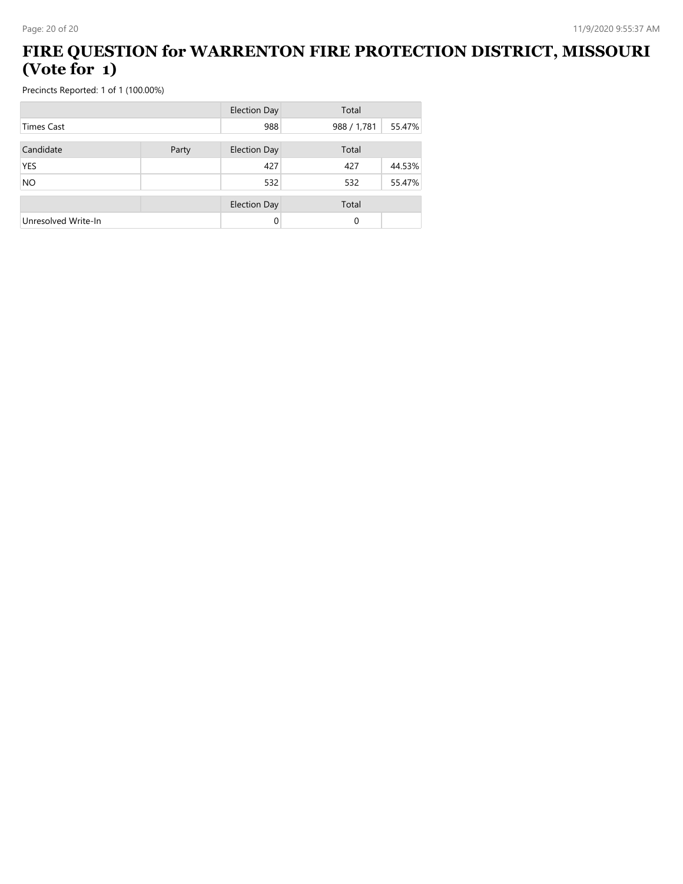# FIRE QUESTION for WARRENTON FIRE PROTECTION DISTRICT, MISSOURI (Vote for 1)

Precincts Reported: 1 of 1 (100.00%)

| | | Election Day | Total | |
|---|---|---|---|---|
| Times Cast | | 988 | 988 / 1,781 | 55.47% |

| Candidate | Party | Election Day | Total | |
|---|---|---|---|---|
| YES | | 427 | 427 | 44.53% |
| NO | | 532 | 532 | 55.47% |

| | | Election Day | Total | |
|---|---|---|---|---|
| Unresolved Write-In | | 0 | 0 | |